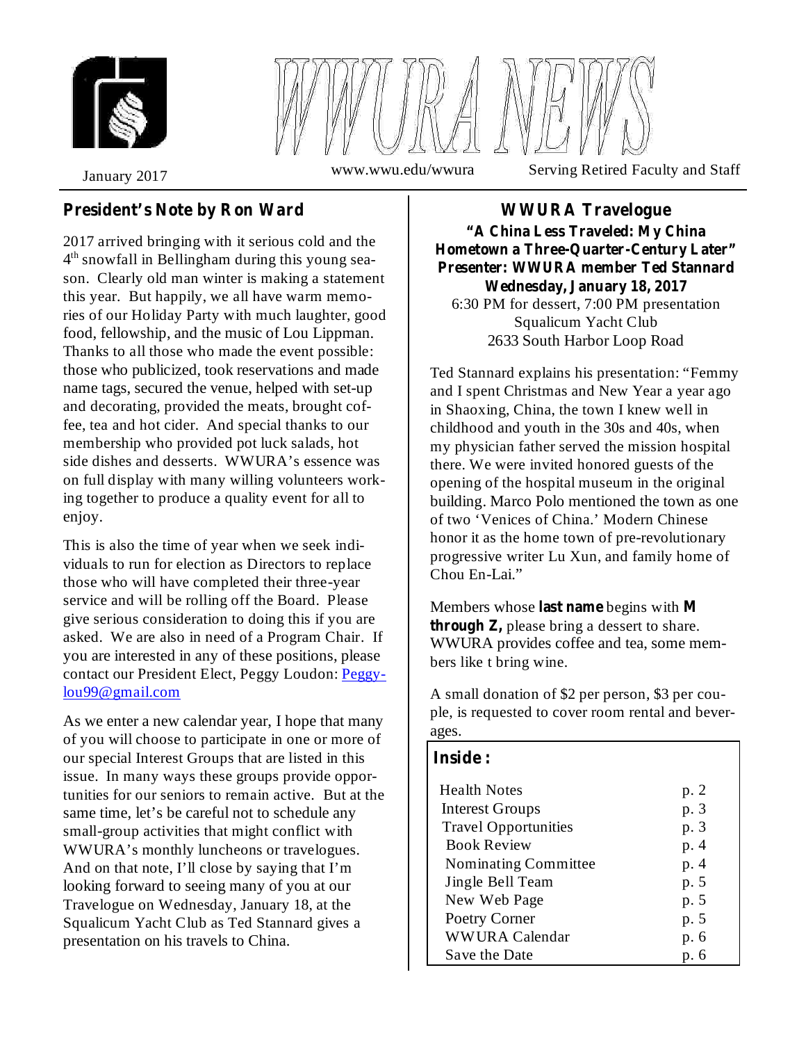# WWURA NEWS

January 2017

www.wwu.edu/wwura

Serving Retired Faculty and Staff

## President's Note by Ron Ward

2017 arrived bringing with it serious cold and the 4th snowfall in Bellingham during this young season. Clearly old man winter is making a statement this year. But happily, we all have warm memories of our Holiday Party with much laughter, good food, fellowship, and the music of Lou Lippman. Thanks to all those who made the event possible: those who publicized, took reservations and made name tags, secured the venue, helped with set-up and decorating, provided the meats, brought coffee, tea and hot cider. And special thanks to our membership who provided pot luck salads, hot side dishes and desserts. WWURA's essence was on full display with many willing volunteers working together to produce a quality event for all to enjoy.

This is also the time of year when we seek individuals to run for election as Directors to replace those who will have completed their three-year service and will be rolling off the Board. Please give serious consideration to doing this if you are asked. We are also in need of a Program Chair. If you are interested in any of these positions, please contact our President Elect, Peggy Loudon: Peggylou99@gmail.com

As we enter a new calendar year, I hope that many of you will choose to participate in one or more of our special Interest Groups that are listed in this issue. In many ways these groups provide opportunities for our seniors to remain active. But at the same time, let's be careful not to schedule any small-group activities that might conflict with WWURA's monthly luncheons or travelogues. And on that note, I'll close by saying that I'm looking forward to seeing many of you at our Travelogue on Wednesday, January 18, at the Squalicum Yacht Club as Ted Stannard gives a presentation on his travels to China.

## WWURA Travelogue

**"A China Less Traveled: My China Hometown a Three-Quarter-Century Later"**
**Presenter: WWURA member Ted Stannard**
**Wednesday, January 18, 2017**
6:30 PM for dessert, 7:00 PM presentation
Squalicum Yacht Club
2633 South Harbor Loop Road

Ted Stannard explains his presentation: "Femmy and I spent Christmas and New Year a year ago in Shaoxing, China, the town I knew well in childhood and youth in the 30s and 40s, when my physician father served the mission hospital there. We were invited honored guests of the opening of the hospital museum in the original building. Marco Polo mentioned the town as one of two 'Venices of China.' Modern Chinese honor it as the home town of pre-revolutionary progressive writer Lu Xun, and family home of Chou En-Lai."

Members whose **last name** begins with **M through Z,** please bring a dessert to share. WWURA provides coffee and tea, some members like t bring wine.

A small donation of $2 per person, $3 per couple, is requested to cover room rental and beverages.

### Inside:

| | |
|---|---|
| Health Notes | p. 2 |
| Interest Groups | p. 3 |
| Travel Opportunities | p. 3 |
| Book Review | p. 4 |
| Nominating Committee | p. 4 |
| Jingle Bell Team | p. 5 |
| New Web Page | p. 5 |
| Poetry Corner | p. 5 |
| WWURA Calendar | p. 6 |
| Save the Date | p. 6 |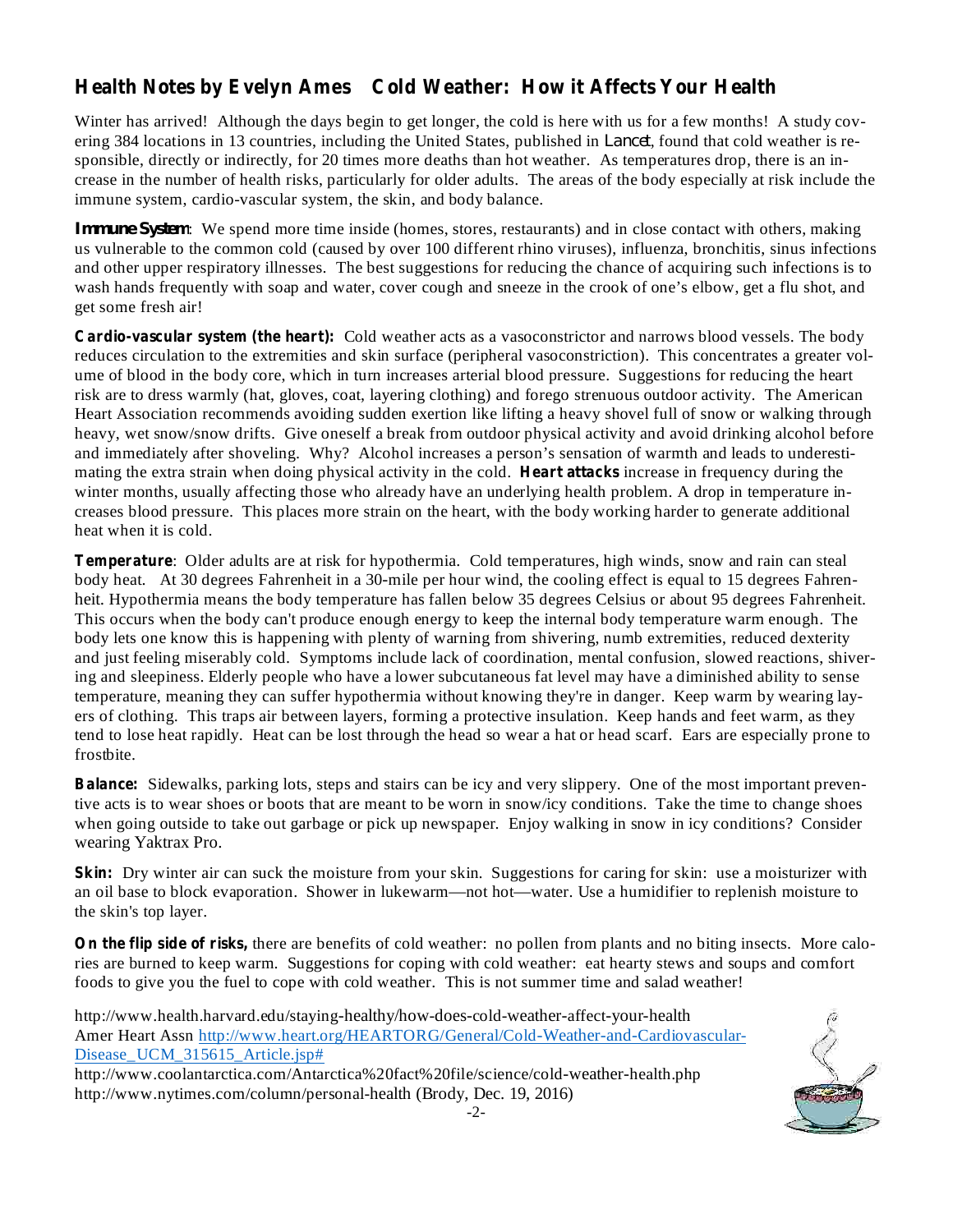## Health Notes by Evelyn Ames   Cold Weather: How it Affects Your Health

Winter has arrived! Although the days begin to get longer, the cold is here with us for a few months! A study covering 384 locations in 13 countries, including the United States, published in *Lancet*, found that cold weather is responsible, directly or indirectly, for 20 times more deaths than hot weather. As temperatures drop, there is an increase in the number of health risks, particularly for older adults. The areas of the body especially at risk include the immune system, cardio-vascular system, the skin, and body balance.

**Immune System**: We spend more time inside (homes, stores, restaurants) and in close contact with others, making us vulnerable to the common cold (caused by over 100 different rhino viruses), influenza, bronchitis, sinus infections and other upper respiratory illnesses. The best suggestions for reducing the chance of acquiring such infections is to wash hands frequently with soap and water, cover cough and sneeze in the crook of one's elbow, get a flu shot, and get some fresh air!

**Cardio-vascular system (the heart):** Cold weather acts as a vasoconstrictor and narrows blood vessels. The body reduces circulation to the extremities and skin surface (peripheral vasoconstriction). This concentrates a greater volume of blood in the body core, which in turn increases arterial blood pressure. Suggestions for reducing the heart risk are to dress warmly (hat, gloves, coat, layering clothing) and forego strenuous outdoor activity. The American Heart Association recommends avoiding sudden exertion like lifting a heavy shovel full of snow or walking through heavy, wet snow/snow drifts. Give oneself a break from outdoor physical activity and avoid drinking alcohol before and immediately after shoveling. Why? Alcohol increases a person's sensation of warmth and leads to underestimating the extra strain when doing physical activity in the cold. **Heart attacks** increase in frequency during the winter months, usually affecting those who already have an underlying health problem. A drop in temperature increases blood pressure. This places more strain on the heart, with the body working harder to generate additional heat when it is cold.

**Temperature**: Older adults are at risk for hypothermia. Cold temperatures, high winds, snow and rain can steal body heat. At 30 degrees Fahrenheit in a 30-mile per hour wind, the cooling effect is equal to 15 degrees Fahrenheit. Hypothermia means the body temperature has fallen below 35 degrees Celsius or about 95 degrees Fahrenheit. This occurs when the body can't produce enough energy to keep the internal body temperature warm enough. The body lets one know this is happening with plenty of warning from shivering, numb extremities, reduced dexterity and just feeling miserably cold. Symptoms include lack of coordination, mental confusion, slowed reactions, shivering and sleepiness. Elderly people who have a lower subcutaneous fat level may have a diminished ability to sense temperature, meaning they can suffer hypothermia without knowing they're in danger. Keep warm by wearing layers of clothing. This traps air between layers, forming a protective insulation. Keep hands and feet warm, as they tend to lose heat rapidly. Heat can be lost through the head so wear a hat or head scarf. Ears are especially prone to frostbite.

**Balance:** Sidewalks, parking lots, steps and stairs can be icy and very slippery. One of the most important preventive acts is to wear shoes or boots that are meant to be worn in snow/icy conditions. Take the time to change shoes when going outside to take out garbage or pick up newspaper. Enjoy walking in snow in icy conditions? Consider wearing Yaktrax Pro.

**Skin:** Dry winter air can suck the moisture from your skin. Suggestions for caring for skin: use a moisturizer with an oil base to block evaporation. Shower in lukewarm—not hot—water. Use a humidifier to replenish moisture to the skin's top layer.

**On the flip side of risks,** there are benefits of cold weather: no pollen from plants and no biting insects. More calories are burned to keep warm. Suggestions for coping with cold weather: eat hearty stews and soups and comfort foods to give you the fuel to cope with cold weather. This is not summer time and salad weather!

http://www.health.harvard.edu/staying-healthy/how-does-cold-weather-affect-your-health
Amer Heart Assn http://www.heart.org/HEARTORG/General/Cold-Weather-and-Cardiovascular-Disease_UCM_315615_Article.jsp#
http://www.coolantarctica.com/Antarctica%20fact%20file/science/cold-weather-health.php
http://www.nytimes.com/column/personal-health (Brody, Dec. 19, 2016)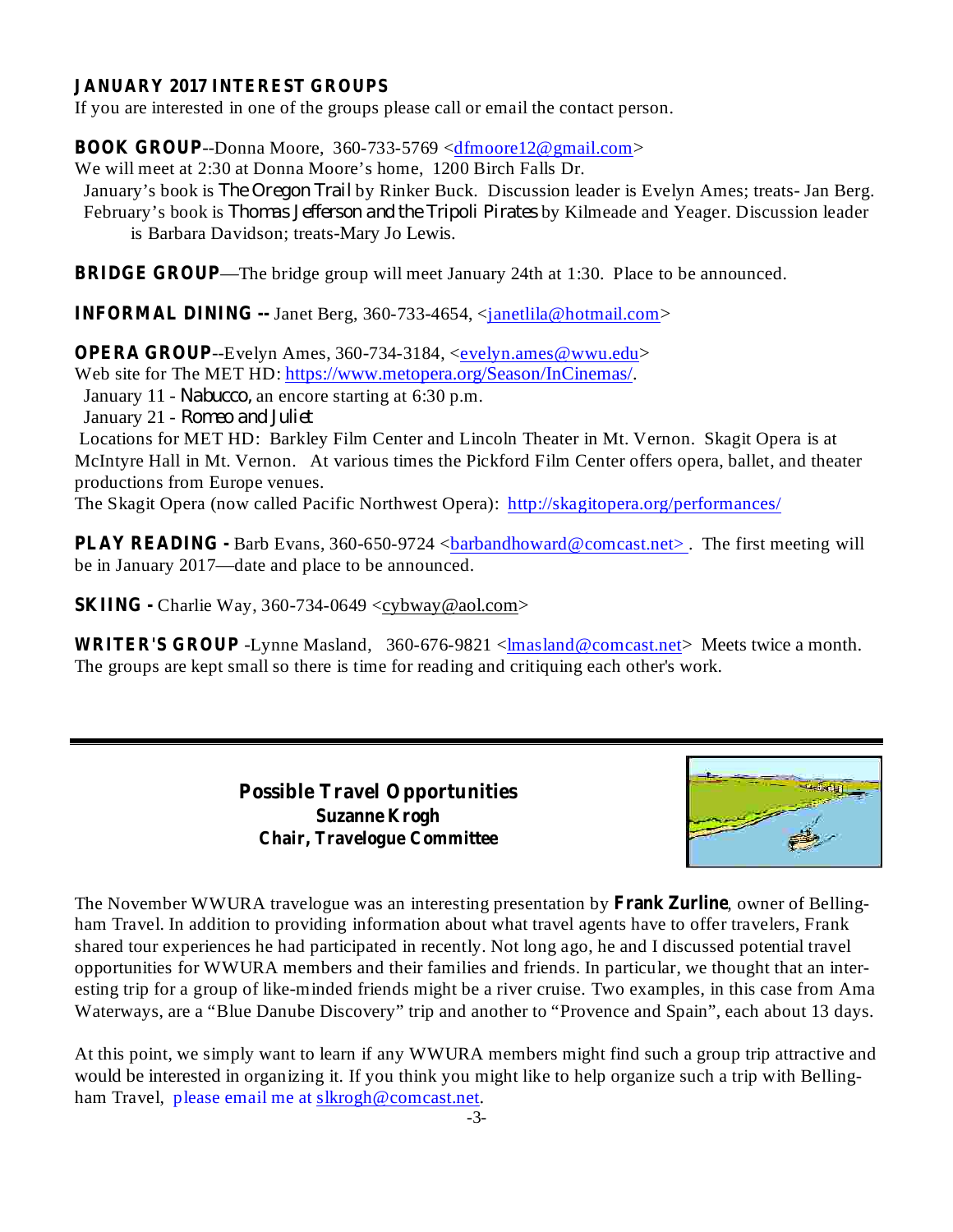## JANUARY 2017 INTEREST GROUPS

If you are interested in one of the groups please call or email the contact person.

**BOOK GROUP**--Donna Moore, 360-733-5769 <dfmoore12@gmail.com>
We will meet at 2:30 at Donna Moore's home, 1200 Birch Falls Dr.
January's book is *The Oregon Trail* by Rinker Buck. Discussion leader is Evelyn Ames; treats- Jan Berg.
February's book is *Thomas Jefferson and the Tripoli Pirates* by Kilmeade and Yeager. Discussion leader is Barbara Davidson; treats-Mary Jo Lewis.

**BRIDGE GROUP**—The bridge group will meet January 24th at 1:30. Place to be announced.

**INFORMAL DINING --** Janet Berg, 360-733-4654, <janetlila@hotmail.com>

**OPERA GROUP**--Evelyn Ames, 360-734-3184, <evelyn.ames@wwu.edu>
Web site for The MET HD: https://www.metopera.org/Season/InCinemas/.
January 11 - *Nabucco*, an encore starting at 6:30 p.m.
January 21 - *Romeo and Juliet*
Locations for MET HD: Barkley Film Center and Lincoln Theater in Mt. Vernon. Skagit Opera is at McIntyre Hall in Mt. Vernon. At various times the Pickford Film Center offers opera, ballet, and theater productions from Europe venues.
The Skagit Opera (now called Pacific Northwest Opera): http://skagitopera.org/performances/

**PLAY READING -** Barb Evans, 360-650-9724 <barbandhoward@comcast.net> . The first meeting will be in January 2017—date and place to be announced.

**SKIING -** Charlie Way, 360-734-0649 <cybway@aol.com>

**WRITER'S GROUP** -Lynne Masland, 360-676-9821 <lmasland@comcast.net> Meets twice a month. The groups are kept small so there is time for reading and critiquing each other's work.

---

## Possible Travel Opportunities

**Suzanne Krogh**
**Chair, Travelogue Committee**

The November WWURA travelogue was an interesting presentation by **Frank Zurline**, owner of Bellingham Travel. In addition to providing information about what travel agents have to offer travelers, Frank shared tour experiences he had participated in recently. Not long ago, he and I discussed potential travel opportunities for WWURA members and their families and friends. In particular, we thought that an interesting trip for a group of like-minded friends might be a river cruise. Two examples, in this case from Ama Waterways, are a "Blue Danube Discovery" trip and another to "Provence and Spain", each about 13 days.

At this point, we simply want to learn if any WWURA members might find such a group trip attractive and would be interested in organizing it. If you think you might like to help organize such a trip with Bellingham Travel, please email me at slkrogh@comcast.net.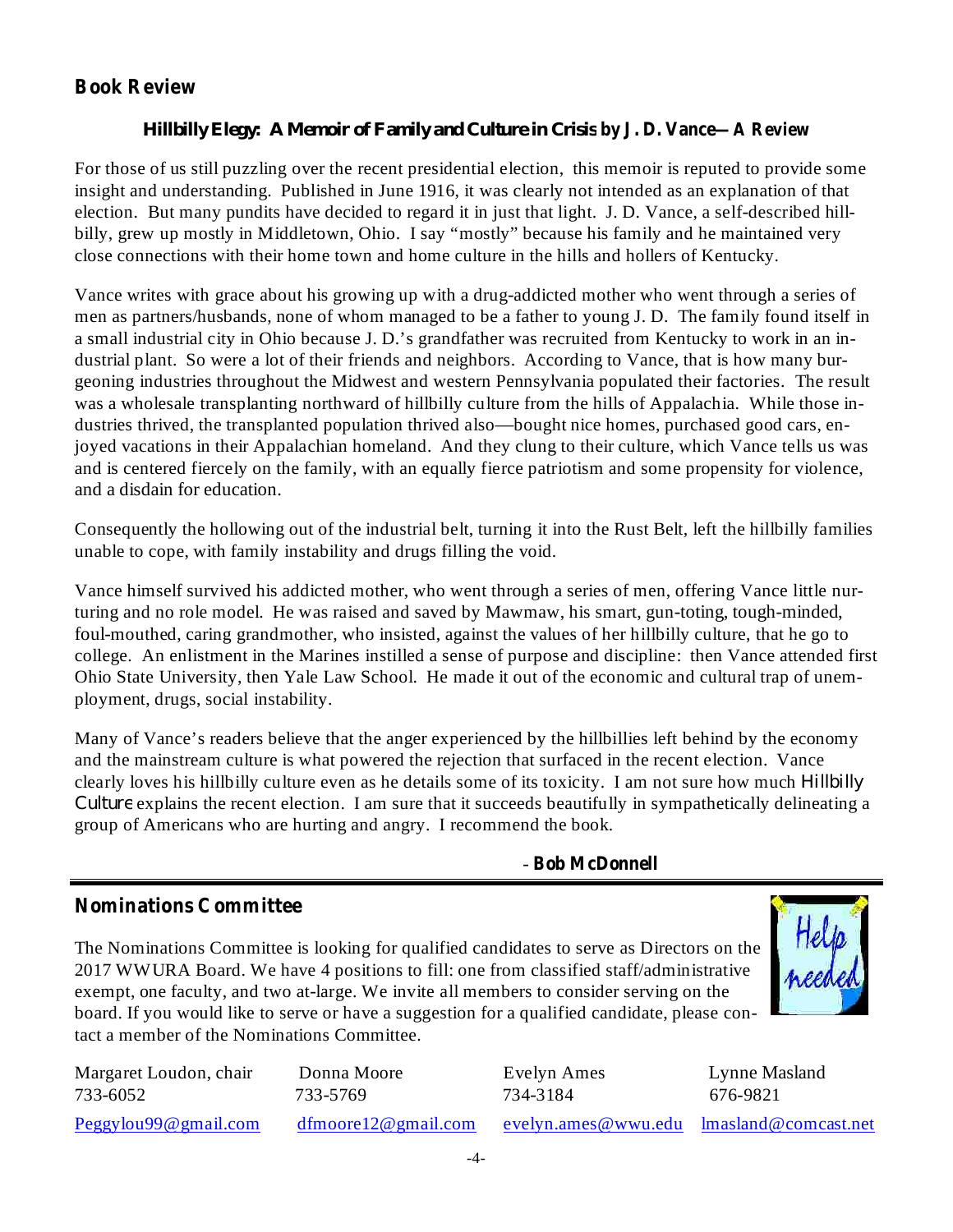## Book Review

### *Hillbilly Elegy: A Memoir of Family and Culture in Crisis* by J. D. Vance—A Review

For those of us still puzzling over the recent presidential election, this memoir is reputed to provide some insight and understanding. Published in June 1916, it was clearly not intended as an explanation of that election. But many pundits have decided to regard it in just that light. J. D. Vance, a self-described hillbilly, grew up mostly in Middletown, Ohio. I say "mostly" because his family and he maintained very close connections with their home town and home culture in the hills and hollers of Kentucky.

Vance writes with grace about his growing up with a drug-addicted mother who went through a series of men as partners/husbands, none of whom managed to be a father to young J. D. The family found itself in a small industrial city in Ohio because J. D.'s grandfather was recruited from Kentucky to work in an industrial plant. So were a lot of their friends and neighbors. According to Vance, that is how many burgeoning industries throughout the Midwest and western Pennsylvania populated their factories. The result was a wholesale transplanting northward of hillbilly culture from the hills of Appalachia. While those industries thrived, the transplanted population thrived also—bought nice homes, purchased good cars, enjoyed vacations in their Appalachian homeland. And they clung to their culture, which Vance tells us was and is centered fiercely on the family, with an equally fierce patriotism and some propensity for violence, and a disdain for education.

Consequently the hollowing out of the industrial belt, turning it into the Rust Belt, left the hillbilly families unable to cope, with family instability and drugs filling the void.

Vance himself survived his addicted mother, who went through a series of men, offering Vance little nurturing and no role model. He was raised and saved by Mawmaw, his smart, gun-toting, tough-minded, foul-mouthed, caring grandmother, who insisted, against the values of her hillbilly culture, that he go to college. An enlistment in the Marines instilled a sense of purpose and discipline: then Vance attended first Ohio State University, then Yale Law School. He made it out of the economic and cultural trap of unemployment, drugs, social instability.

Many of Vance's readers believe that the anger experienced by the hillbillies left behind by the economy and the mainstream culture is what powered the rejection that surfaced in the recent election. Vance clearly loves his hillbilly culture even as he details some of its toxicity. I am not sure how much *Hillbilly Culture* explains the recent election. I am sure that it succeeds beautifully in sympathetically delineating a group of Americans who are hurting and angry. I recommend the book.

\- **Bob McDonnell**

---

## Nominations Committee

The Nominations Committee is looking for qualified candidates to serve as Directors on the 2017 WWURA Board. We have 4 positions to fill: one from classified staff/administrative exempt, one faculty, and two at-large. We invite all members to consider serving on the board. If you would like to serve or have a suggestion for a qualified candidate, please contact a member of the Nominations Committee.

| Margaret Loudon, chair | Donna Moore | Evelyn Ames | Lynne Masland |
|---|---|---|---|
| 733-6052 | 733-5769 | 734-3184 | 676-9821 |
| Peggylou99@gmail.com | dfmoore12@gmail.com | evelyn.ames@wwu.edu | lmasland@comcast.net |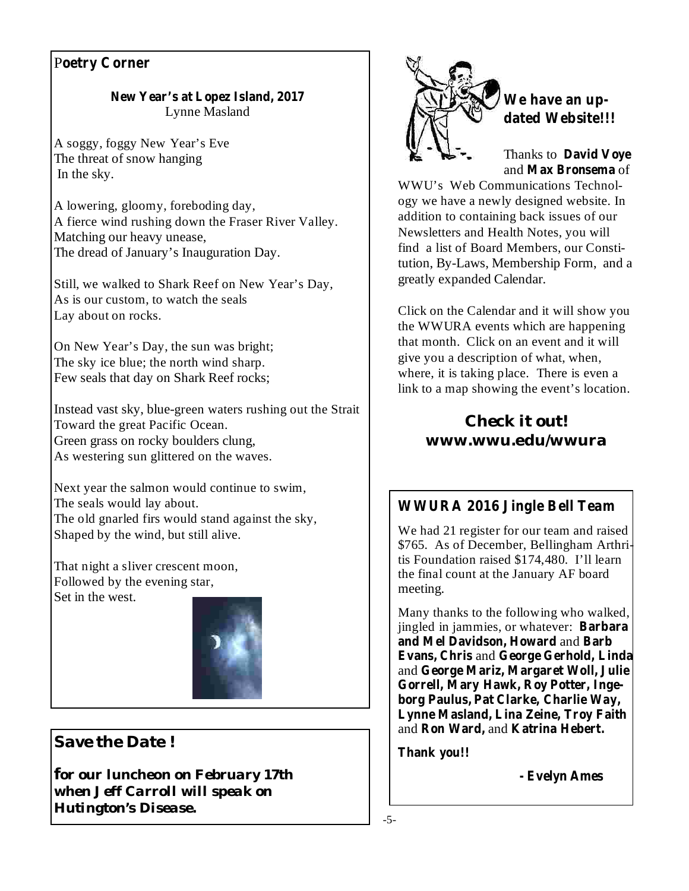## Poetry Corner

**New Year's at Lopez Island, 2017**
Lynne Masland

A soggy, foggy New Year's Eve
The threat of snow hanging
In the sky.

A lowering, gloomy, foreboding day,
A fierce wind rushing down the Fraser River Valley.
Matching our heavy unease,
The dread of January's Inauguration Day.

Still, we walked to Shark Reef on New Year's Day,
As is our custom, to watch the seals
Lay about on rocks.

On New Year's Day, the sun was bright;
The sky ice blue; the north wind sharp.
Few seals that day on Shark Reef rocks;

Instead vast sky, blue-green waters rushing out the Strait
Toward the great Pacific Ocean.
Green grass on rocky boulders clung,
As westering sun glittered on the waves.

Next year the salmon would continue to swim,
The seals would lay about.
The old gnarled firs would stand against the sky,
Shaped by the wind, but still alive.

That night a sliver crescent moon,
Followed by the evening star,
Set in the west.

## Save the Date !

***for our luncheon on February 17th when Jeff Carroll will speak on Hutington's Disease.***

## We have an updated Website!!!

Thanks to **David Voye** and **Max Bronsema** of WWU's Web Communications Technology we have a newly designed website. In addition to containing back issues of our Newsletters and Health Notes, you will find a list of Board Members, our Constitution, By-Laws, Membership Form, and a greatly expanded Calendar.

Click on the Calendar and it will show you the WWURA events which are happening that month. Click on an event and it will give you a description of what, when, where, it is taking place. There is even a link to a map showing the event's location.

**Check it out!**
**www.wwu.edu/wwura**

## WWURA 2016 Jingle Bell Team

We had 21 register for our team and raised $765. As of December, Bellingham Arthritis Foundation raised $174,480. I'll learn the final count at the January AF board meeting.

Many thanks to the following who walked, jingled in jammies, or whatever: **Barbara and Mel Davidson, Howard** and **Barb Evans, Chris** and **George Gerhold, Linda** and **George Mariz, Margaret Woll, Julie Gorrell, Mary Hawk, Roy Potter, Ingeborg Paulus, Pat Clarke, Charlie Way, Lynne Masland, Lina Zeine, Troy Faith** and **Ron Ward,** and **Katrina Hebert.**

**Thank you!!**

**- Evelyn Ames**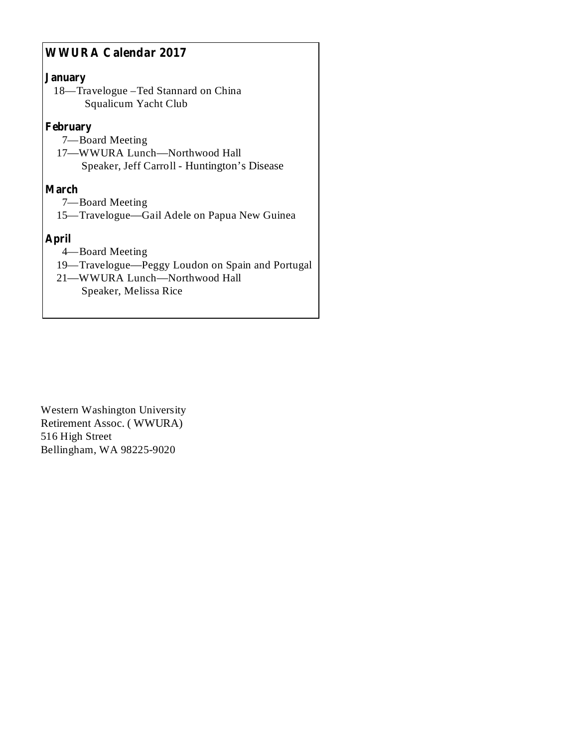## WWURA Calendar 2017

### January

18—Travelogue –Ted Stannard on China
Squalicum Yacht Club

### February

7—Board Meeting
17—WWURA Lunch—Northwood Hall
Speaker, Jeff Carroll - Huntington's Disease

### March

7—Board Meeting
15—Travelogue—Gail Adele on Papua New Guinea

### April

4—Board Meeting
19—Travelogue—Peggy Loudon on Spain and Portugal
21—WWURA Lunch—Northwood Hall
Speaker, Melissa Rice

Western Washington University
Retirement Assoc. ( WWURA)
516 High Street
Bellingham, WA 98225-9020